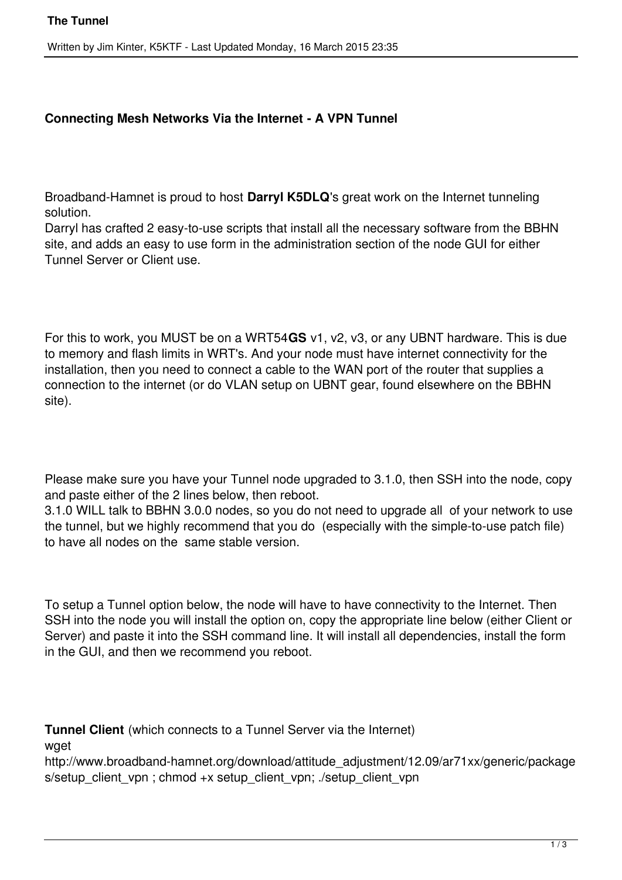**Connecting Mesh Networks Via the Internet - A VPN Tunnel**

Broadband-Hamnet is proud to host **Darryl K5DLQ**'s great work on the Internet tunneling solution.
Darryl has crafted 2 easy-to-use scripts that install all the necessary software from the BBHN site, and adds an easy to use form in the administration section of the node GUI for either Tunnel Server or Client use.

For this to work, you MUST be on a WRT54**GS** v1, v2, v3, or any UBNT hardware. This is due to memory and flash limits in WRT's. And your node must have internet connectivity for the installation, then you need to connect a cable to the WAN port of the router that supplies a connection to the internet (or do VLAN setup on UBNT gear, found elsewhere on the BBHN site).

Please make sure you have your Tunnel node upgraded to 3.1.0, then SSH into the node, copy and paste either of the 2 lines below, then reboot.
3.1.0 WILL talk to BBHN 3.0.0 nodes, so you do not need to upgrade all of your network to use the tunnel, but we highly recommend that you do (especially with the simple-to-use patch file) to have all nodes on the same stable version.

To setup a Tunnel option below, the node will have to have connectivity to the Internet. Then SSH into the node you will install the option on, copy the appropriate line below (either Client or Server) and paste it into the SSH command line. It will install all dependencies, install the form in the GUI, and then we recommend you reboot.

**Tunnel Client** (which connects to a Tunnel Server via the Internet)

```
wget http://www.broadband-hamnet.org/download/attitude_adjustment/12.09/ar71xx/generic/packages/setup_client_vpn ; chmod +x setup_client_vpn; ./setup_client_vpn
```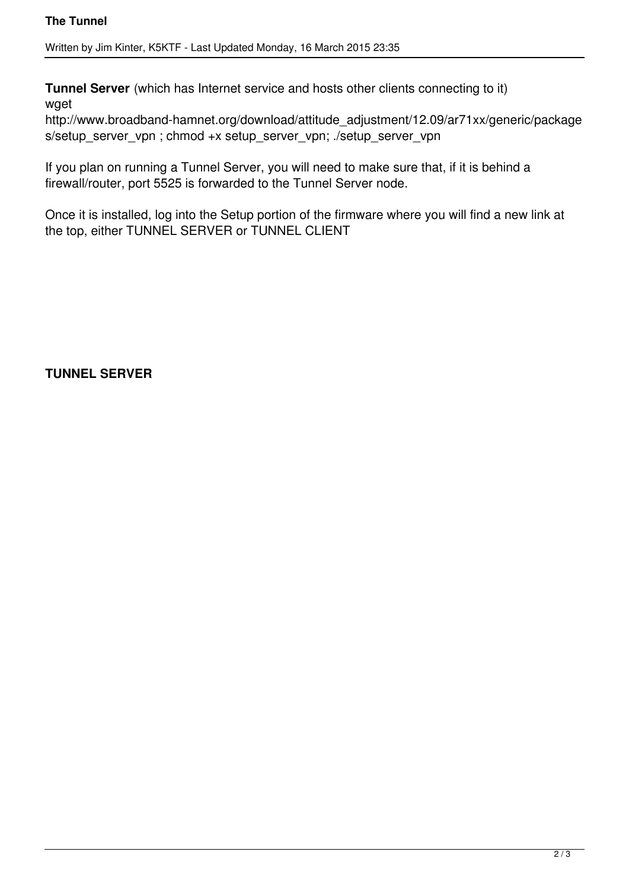**Tunnel Server** (which has Internet service and hosts other clients connecting to it)

```
wget
http://www.broadband-hamnet.org/download/attitude_adjustment/12.09/ar71xx/generic/packages/setup_server_vpn ; chmod +x setup_server_vpn; ./setup_server_vpn
```

If you plan on running a Tunnel Server, you will need to make sure that, if it is behind a firewall/router, port 5525 is forwarded to the Tunnel Server node.

Once it is installed, log into the Setup portion of the firmware where you will find a new link at the top, either TUNNEL SERVER or TUNNEL CLIENT

**TUNNEL SERVER**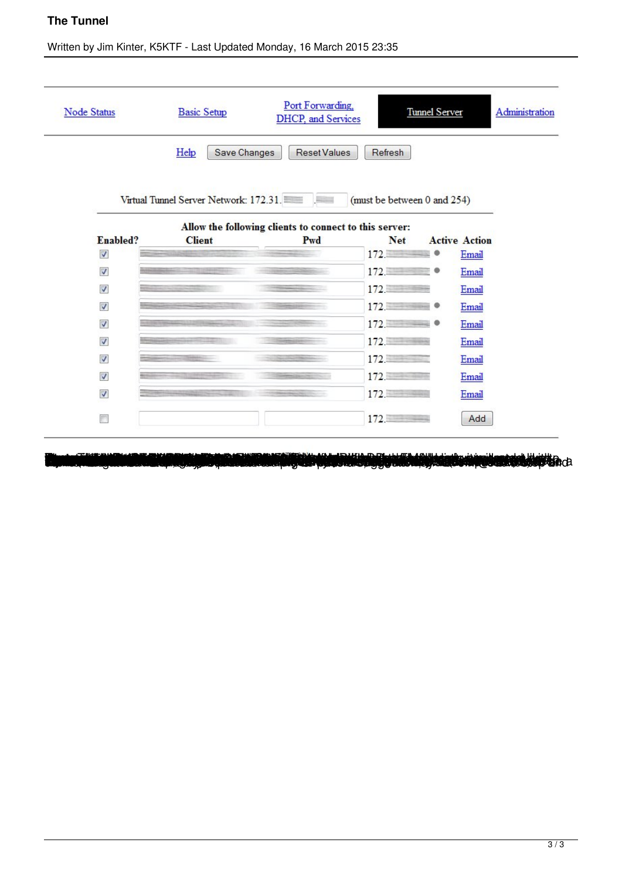| Node Status | Basic Setup | Port Forwarding, DHCP, and Services | Tunnel Server | Administration |
|---|---|---|---|---|

Help | Save Changes | Reset Values | Refresh

Virtual Tunnel Server Network: 172.31. . (must be between 0 and 254)

Allow the following clients to connect to this server:

| Enabled? | Client | Pwd | Net | Active | Action |
|---|---|---|---|---|---|
| ☑ | | | 172. | ● | Email |
| ☑ | | | 172. | ● | Email |
| ☑ | | | 172. | | Email |
| ☑ | | | 172. | ● | Email |
| ☑ | | | 172. | ● | Email |
| ☑ | | | 172. | | Email |
| ☑ | | | 172. | | Email |
| ☑ | | | 172. | | Email |
| ☑ | | | 172. | | Email |
| ☐ | | | 172. | | Add |